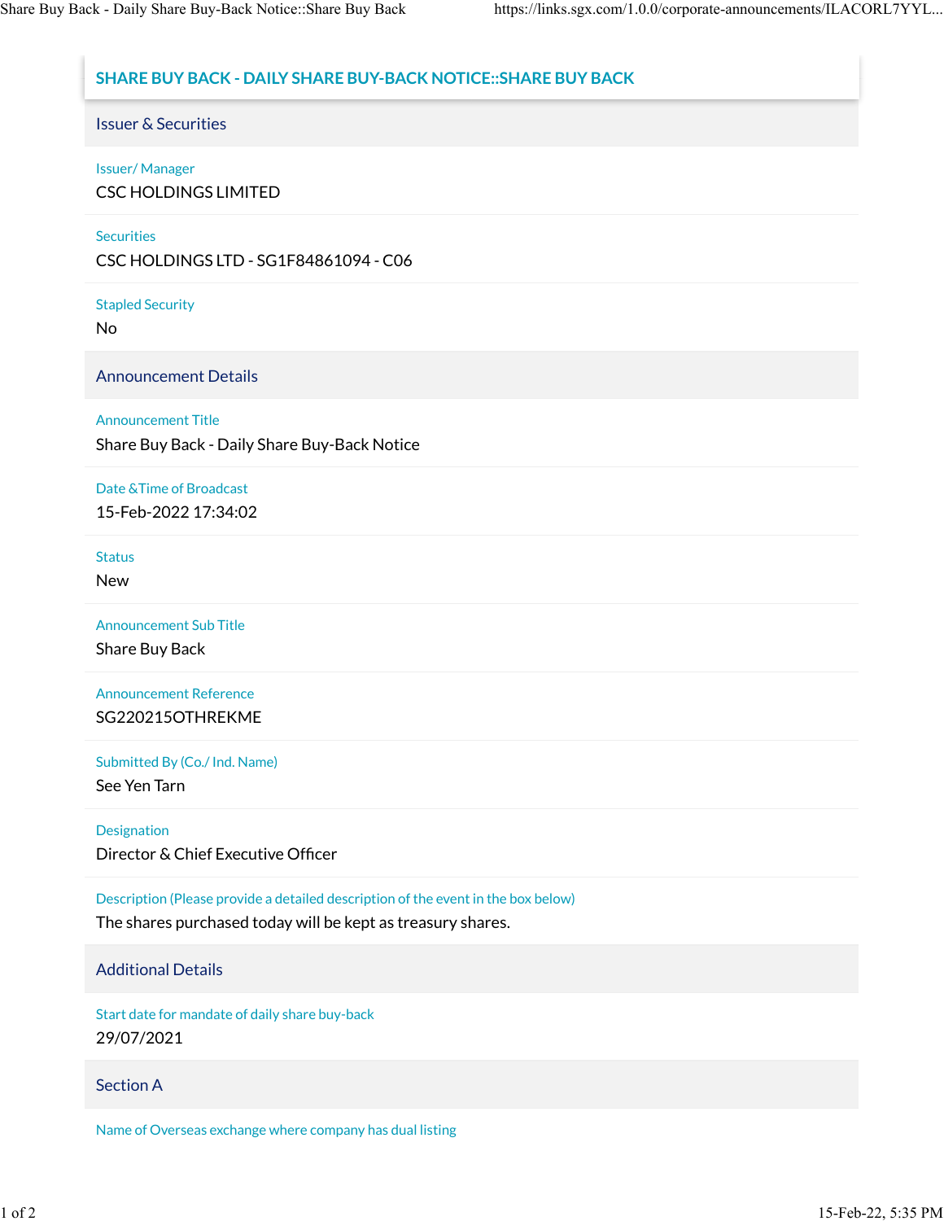# SHARE BUY BACK - DAILY SHARE BUY-BACK NOTICE::SHARE BUY BACK

## Issuer & Securities

**Issuer/ Manager**

CSC HOLDINGS LIMITED

**Securities**

CSC HOLDINGS LTD - SG1F84861094 - C06

**Stapled Security**

No

## Announcement Details

**Announcement Title**

Share Buy Back - Daily Share Buy-Back Notice

**Date &Time of Broadcast**

15-Feb-2022 17:34:02

**Status**

New

**Announcement Sub Title**

Share Buy Back

**Announcement Reference**

SG220215OTHREKME

**Submitted By (Co./ Ind. Name)**

See Yen Tarn

**Designation**

Director & Chief Executive Officer

**Description (Please provide a detailed description of the event in the box below)**

The shares purchased today will be kept as treasury shares.

## Additional Details

**Start date for mandate of daily share buy-back**

29/07/2021

## Section A

**Name of Overseas exchange where company has dual listing**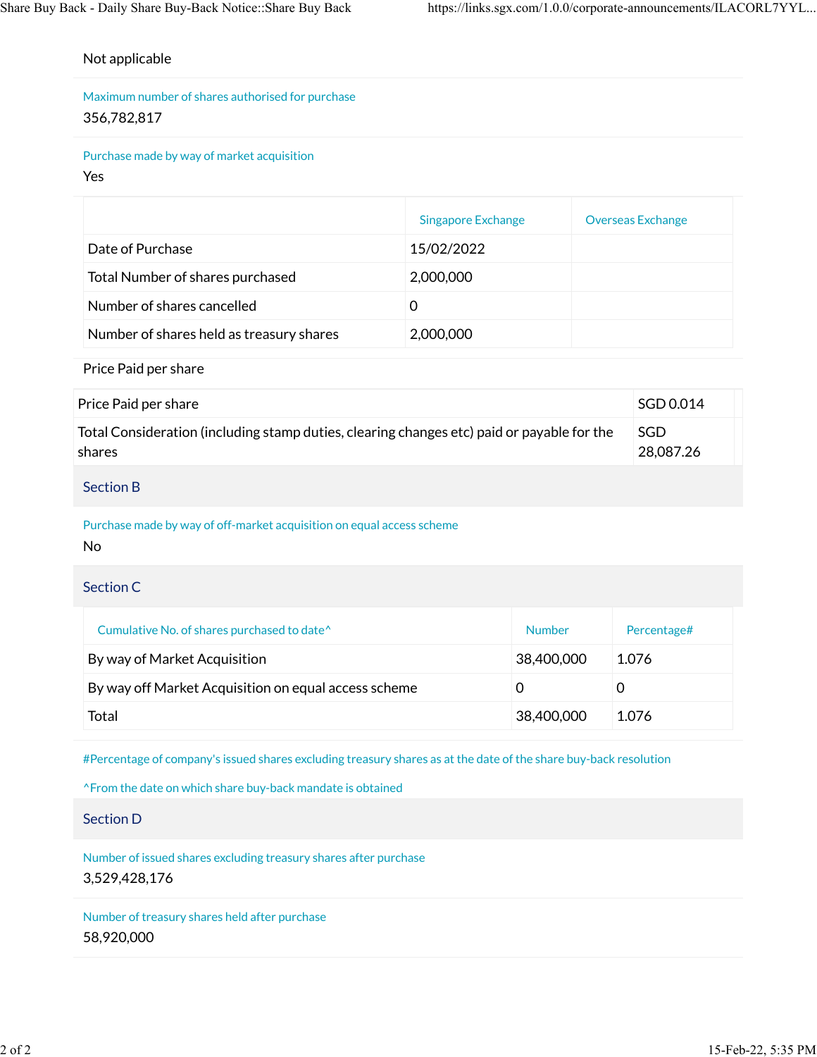Not applicable

Maximum number of shares authorised for purchase

356,782,817

Purchase made by way of market acquisition

Yes

| | Singapore Exchange | Overseas Exchange |
|---|---|---|
| Date of Purchase | 15/02/2022 | |
| Total Number of shares purchased | 2,000,000 | |
| Number of shares cancelled | 0 | |
| Number of shares held as treasury shares | 2,000,000 | |

Price Paid per share

| | |
|---|---|
| Price Paid per share | SGD 0.014 |
| Total Consideration (including stamp duties, clearing changes etc) paid or payable for the shares | SGD 28,087.26 |

## Section B

Purchase made by way of off-market acquisition on equal access scheme

No

## Section C

| Cumulative No. of shares purchased to date^ | Number | Percentage# |
|---|---|---|
| By way of Market Acquisition | 38,400,000 | 1.076 |
| By way off Market Acquisition on equal access scheme | 0 | 0 |
| Total | 38,400,000 | 1.076 |

#Percentage of company's issued shares excluding treasury shares as at the date of the share buy-back resolution

^From the date on which share buy-back mandate is obtained

## Section D

Number of issued shares excluding treasury shares after purchase

3,529,428,176

Number of treasury shares held after purchase

58,920,000